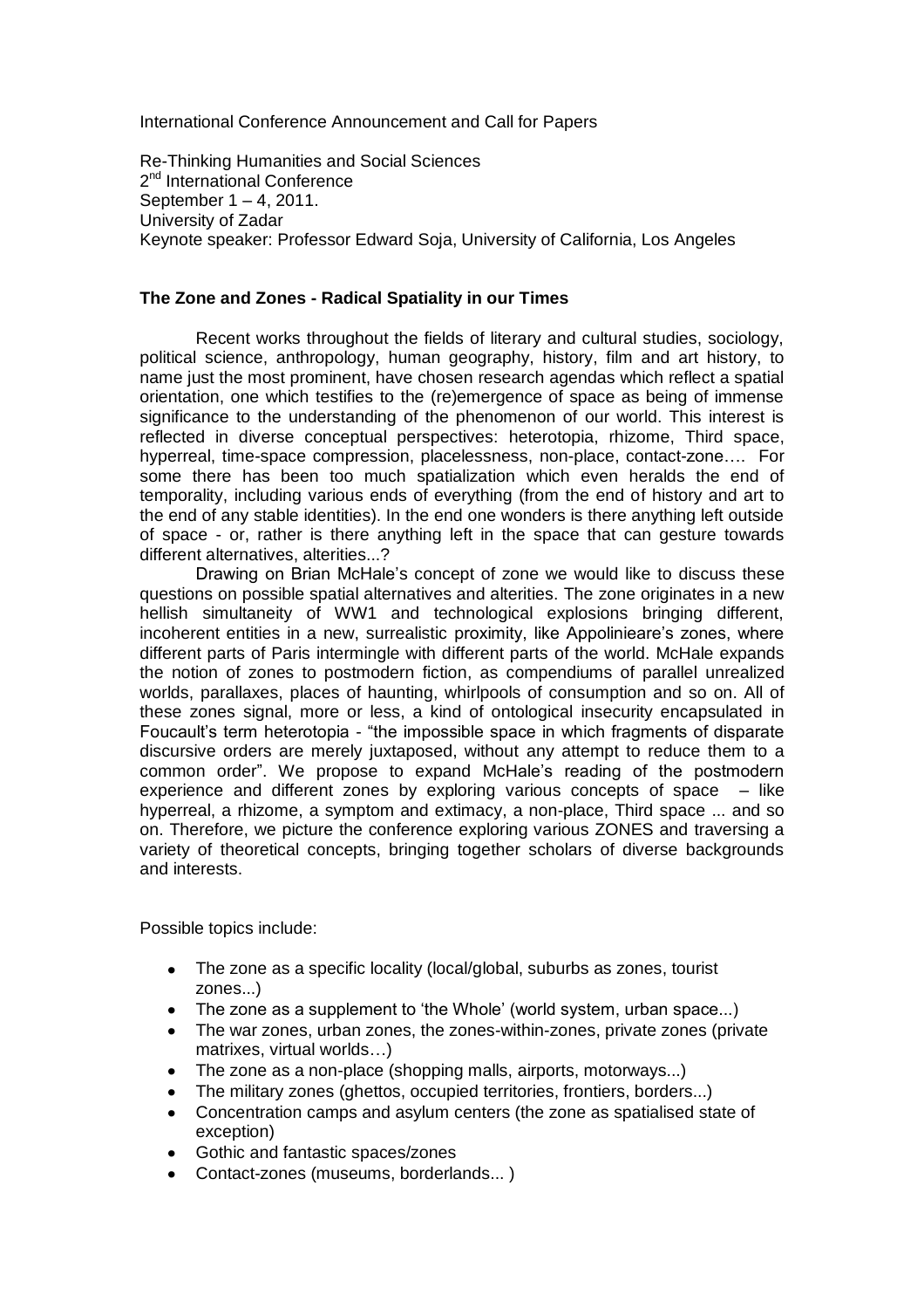International Conference Announcement and Call for Papers

Re-Thinking Humanities and Social Sciences
2nd International Conference
September 1 – 4, 2011.
University of Zadar
Keynote speaker: Professor Edward Soja, University of California, Los Angeles

**The Zone and Zones - Radical Spatiality in our Times**

Recent works throughout the fields of literary and cultural studies, sociology, political science, anthropology, human geography, history, film and art history, to name just the most prominent, have chosen research agendas which reflect a spatial orientation, one which testifies to the (re)emergence of space as being of immense significance to the understanding of the phenomenon of our world. This interest is reflected in diverse conceptual perspectives: heterotopia, rhizome, Third space, hyperreal, time-space compression, placelessness, non-place, contact-zone…. For some there has been too much spatialization which even heralds the end of temporality, including various ends of everything (from the end of history and art to the end of any stable identities). In the end one wonders is there anything left outside of space - or, rather is there anything left in the space that can gesture towards different alternatives, alterities...?

Drawing on Brian McHale's concept of zone we would like to discuss these questions on possible spatial alternatives and alterities. The zone originates in a new hellish simultaneity of WW1 and technological explosions bringing different, incoherent entities in a new, surrealistic proximity, like Appolinieare's zones, where different parts of Paris intermingle with different parts of the world. McHale expands the notion of zones to postmodern fiction, as compendiums of parallel unrealized worlds, parallaxes, places of haunting, whirlpools of consumption and so on. All of these zones signal, more or less, a kind of ontological insecurity encapsulated in Foucault's term heterotopia - "the impossible space in which fragments of disparate discursive orders are merely juxtaposed, without any attempt to reduce them to a common order". We propose to expand McHale's reading of the postmodern experience and different zones by exploring various concepts of space – like hyperreal, a rhizome, a symptom and extimacy, a non-place, Third space ... and so on. Therefore, we picture the conference exploring various ZONES and traversing a variety of theoretical concepts, bringing together scholars of diverse backgrounds and interests.

Possible topics include:

- The zone as a specific locality (local/global, suburbs as zones, tourist zones...)
- The zone as a supplement to 'the Whole' (world system, urban space...)
- The war zones, urban zones, the zones-within-zones, private zones (private matrixes, virtual worlds…)
- The zone as a non-place (shopping malls, airports, motorways...)
- The military zones (ghettos, occupied territories, frontiers, borders...)
- Concentration camps and asylum centers (the zone as spatialised state of exception)
- Gothic and fantastic spaces/zones
- Contact-zones (museums, borderlands... )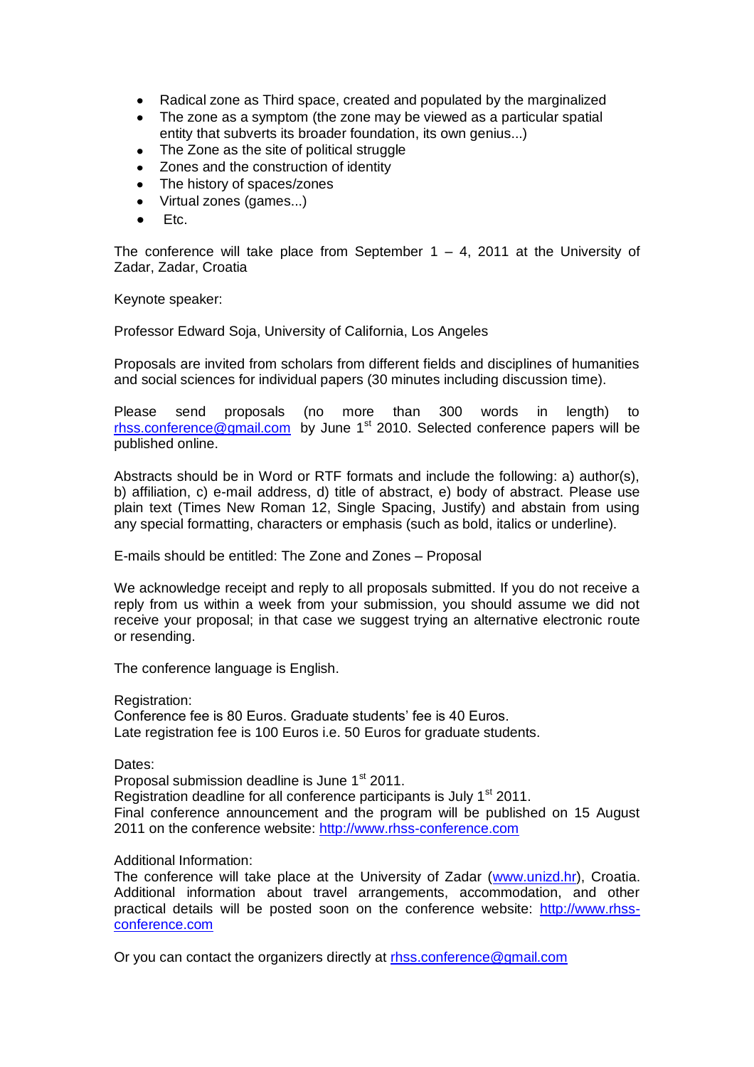- Radical zone as Third space, created and populated by the marginalized
- The zone as a symptom (the zone may be viewed as a particular spatial entity that subverts its broader foundation, its own genius...)
- The Zone as the site of political struggle
- Zones and the construction of identity
- The history of spaces/zones
- Virtual zones (games...)
- Etc.

The conference will take place from September 1 – 4, 2011 at the University of Zadar, Zadar, Croatia

Keynote speaker:

Professor Edward Soja, University of California, Los Angeles

Proposals are invited from scholars from different fields and disciplines of humanities and social sciences for individual papers (30 minutes including discussion time).

Please send proposals (no more than 300 words in length) to rhss.conference@gmail.com by June 1st 2010. Selected conference papers will be published online.

Abstracts should be in Word or RTF formats and include the following: a) author(s), b) affiliation, c) e-mail address, d) title of abstract, e) body of abstract. Please use plain text (Times New Roman 12, Single Spacing, Justify) and abstain from using any special formatting, characters or emphasis (such as bold, italics or underline).

E-mails should be entitled: The Zone and Zones – Proposal

We acknowledge receipt and reply to all proposals submitted. If you do not receive a reply from us within a week from your submission, you should assume we did not receive your proposal; in that case we suggest trying an alternative electronic route or resending.

The conference language is English.

Registration:
Conference fee is 80 Euros. Graduate students' fee is 40 Euros.
Late registration fee is 100 Euros i.e. 50 Euros for graduate students.

Dates:
Proposal submission deadline is June 1st 2011.
Registration deadline for all conference participants is July 1st 2011.
Final conference announcement and the program will be published on 15 August 2011 on the conference website: http://www.rhss-conference.com

Additional Information:
The conference will take place at the University of Zadar (www.unizd.hr), Croatia. Additional information about travel arrangements, accommodation, and other practical details will be posted soon on the conference website: http://www.rhss-conference.com

Or you can contact the organizers directly at rhss.conference@gmail.com